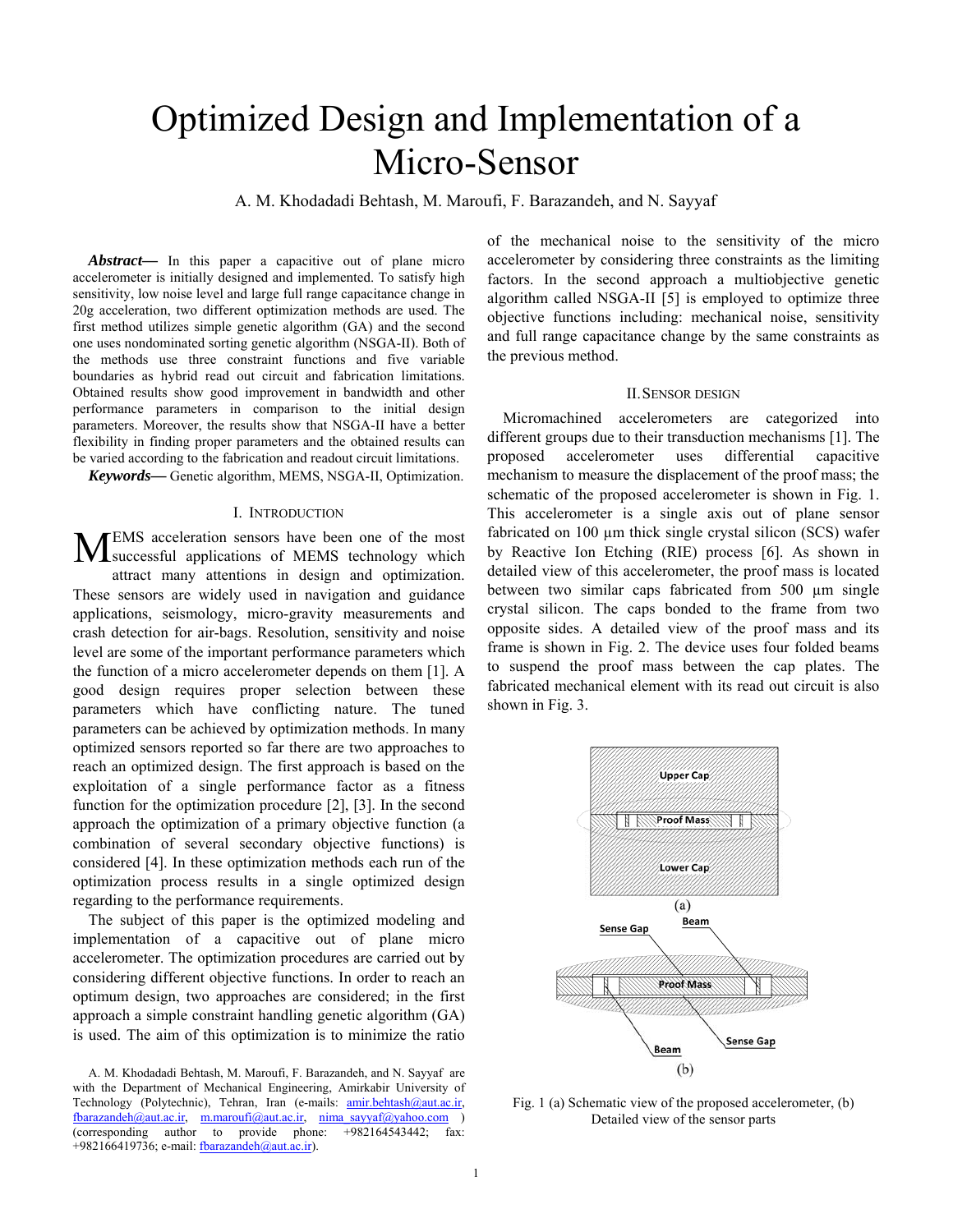# Optimized Design and Implementation of a Micro-Sensor

A. M. Khodadadi Behtash, M. Maroufi, F. Barazandeh, and N. Sayyaf

***Abstract***— In this paper a capacitive out of plane micro accelerometer is initially designed and implemented. To satisfy high sensitivity, low noise level and large full range capacitance change in 20g acceleration, two different optimization methods are used. The first method utilizes simple genetic algorithm (GA) and the second one uses nondominated sorting genetic algorithm (NSGA-II). Both of the methods use three constraint functions and five variable boundaries as hybrid read out circuit and fabrication limitations. Obtained results show good improvement in bandwidth and other performance parameters in comparison to the initial design parameters. Moreover, the results show that NSGA-II have a better flexibility in finding proper parameters and the obtained results can be varied according to the fabrication and readout circuit limitations.

***Keywords***— Genetic algorithm, MEMS, NSGA-II, Optimization.

## I. Introduction

MEMS acceleration sensors have been one of the most successful applications of MEMS technology which attract many attentions in design and optimization. These sensors are widely used in navigation and guidance applications, seismology, micro-gravity measurements and crash detection for air-bags. Resolution, sensitivity and noise level are some of the important performance parameters which the function of a micro accelerometer depends on them [1]. A good design requires proper selection between these parameters which have conflicting nature. The tuned parameters can be achieved by optimization methods. In many optimized sensors reported so far there are two approaches to reach an optimized design. The first approach is based on the exploitation of a single performance factor as a fitness function for the optimization procedure [2], [3]. In the second approach the optimization of a primary objective function (a combination of several secondary objective functions) is considered [4]. In these optimization methods each run of the optimization process results in a single optimized design regarding to the performance requirements.

The subject of this paper is the optimized modeling and implementation of a capacitive out of plane micro accelerometer. The optimization procedures are carried out by considering different objective functions. In order to reach an optimum design, two approaches are considered; in the first approach a simple constraint handling genetic algorithm (GA) is used. The aim of this optimization is to minimize the ratio of the mechanical noise to the sensitivity of the micro accelerometer by considering three constraints as the limiting factors. In the second approach a multiobjective genetic algorithm called NSGA-II [5] is employed to optimize three objective functions including: mechanical noise, sensitivity and full range capacitance change by the same constraints as the previous method.

A. M. Khodadadi Behtash, M. Maroufi, F. Barazandeh, and N. Sayyaf are with the Department of Mechanical Engineering, Amirkabir University of Technology (Polytechnic), Tehran, Iran (e-mails: amir.behtash@aut.ac.ir, fbarazandeh@aut.ac.ir, m.maroufi@aut.ac.ir, nima_sayyaf@yahoo.com ) (corresponding author to provide phone: +982164543442; fax: +982166419736; e-mail: fbarazandeh@aut.ac.ir).

## II. Sensor design

Micromachined accelerometers are categorized into different groups due to their transduction mechanisms [1]. The proposed accelerometer uses differential capacitive mechanism to measure the displacement of the proof mass; the schematic of the proposed accelerometer is shown in Fig. 1. This accelerometer is a single axis out of plane sensor fabricated on 100 µm thick single crystal silicon (SCS) wafer by Reactive Ion Etching (RIE) process [6]. As shown in detailed view of this accelerometer, the proof mass is located between two similar caps fabricated from 500 µm single crystal silicon. The caps bonded to the frame from two opposite sides. A detailed view of the proof mass and its frame is shown in Fig. 2. The device uses four folded beams to suspend the proof mass between the cap plates. The fabricated mechanical element with its read out circuit is also shown in Fig. 3.

Fig. 1 (a) Schematic view of the proposed accelerometer, (b) Detailed view of the sensor parts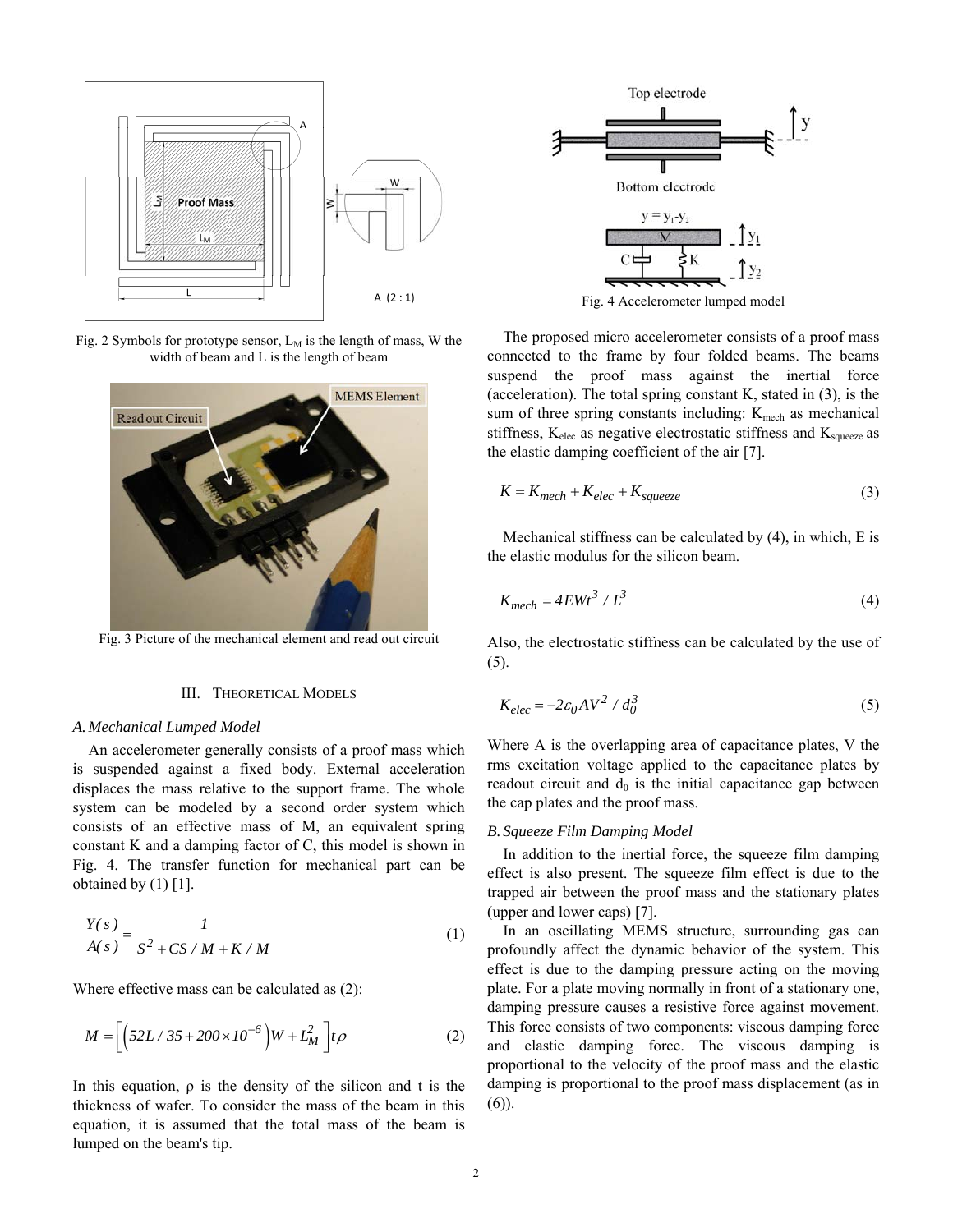Fig. 2 Symbols for prototype sensor, $L_M$ is the length of mass, W the width of beam and L is the length of beam

Fig. 3 Picture of the mechanical element and read out circuit

## III. Theoretical Models

### A. Mechanical Lumped Model

An accelerometer generally consists of a proof mass which is suspended against a fixed body. External acceleration displaces the mass relative to the support frame. The whole system can be modeled by a second order system which consists of an effective mass of M, an equivalent spring constant K and a damping factor of C, this model is shown in Fig. 4. The transfer function for mechanical part can be obtained by (1) [1].

$$\frac{Y(s)}{A(s)} = \frac{1}{S^2 + CS/M + K/M} \tag{1}$$

Where effective mass can be calculated as (2):

$$M = \left[\left(52L/35 + 200 \times 10^{-6}\right)W + L_M^2\right]t\rho \tag{2}$$

In this equation, ρ is the density of the silicon and t is the thickness of wafer. To consider the mass of the beam in this equation, it is assumed that the total mass of the beam is lumped on the beam's tip.

Fig. 4 Accelerometer lumped model

The proposed micro accelerometer consists of a proof mass connected to the frame by four folded beams. The beams suspend the proof mass against the inertial force (acceleration). The total spring constant K, stated in (3), is the sum of three spring constants including: $K_{mech}$ as mechanical stiffness, $K_{elec}$ as negative electrostatic stiffness and $K_{squeeze}$ as the elastic damping coefficient of the air [7].

$$K = K_{mech} + K_{elec} + K_{squeeze} \tag{3}$$

Mechanical stiffness can be calculated by (4), in which, E is the elastic modulus for the silicon beam.

$$K_{mech} = 4EWt^3 / L^3 \tag{4}$$

Also, the electrostatic stiffness can be calculated by the use of (5).

$$K_{elec} = -2\varepsilon_0 AV^2 / d_0^3 \tag{5}$$

Where A is the overlapping area of capacitance plates, V the rms excitation voltage applied to the capacitance plates by readout circuit and $d_0$ is the initial capacitance gap between the cap plates and the proof mass.

### B. Squeeze Film Damping Model

In addition to the inertial force, the squeeze film damping effect is also present. The squeeze film effect is due to the trapped air between the proof mass and the stationary plates (upper and lower caps) [7].

In an oscillating MEMS structure, surrounding gas can profoundly affect the dynamic behavior of the system. This effect is due to the damping pressure acting on the moving plate. For a plate moving normally in front of a stationary one, damping pressure causes a resistive force against movement. This force consists of two components: viscous damping force and elastic damping force. The viscous damping is proportional to the velocity of the proof mass and the elastic damping is proportional to the proof mass displacement (as in (6)).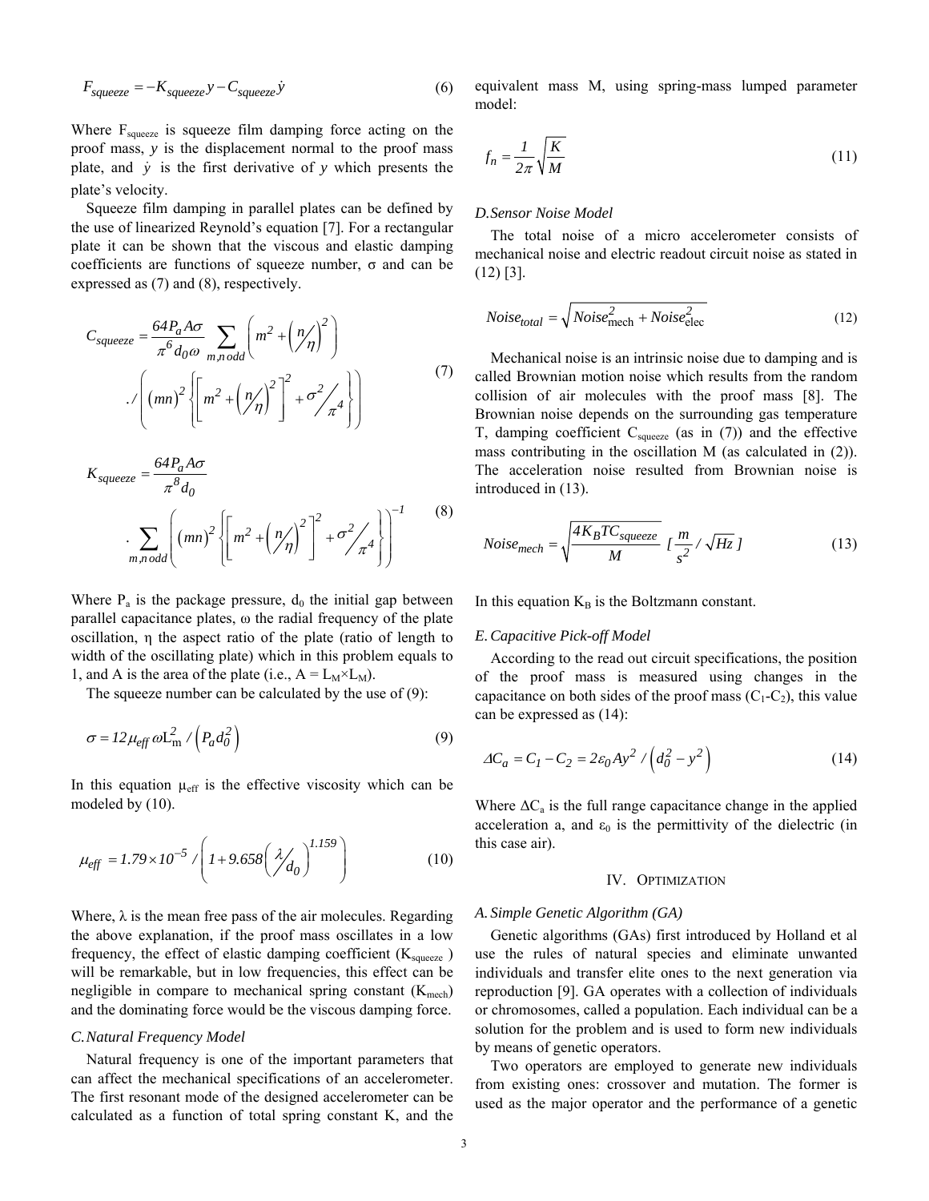$$F_{squeeze} = -K_{squeeze} y - C_{squeeze} \dot{y} \tag{6}$$

Where $F_{squeeze}$ is squeeze film damping force acting on the proof mass, $y$ is the displacement normal to the proof mass plate, and $\dot{y}$ is the first derivative of $y$ which presents the plate's velocity.

Squeeze film damping in parallel plates can be defined by the use of linearized Reynold's equation [7]. For a rectangular plate it can be shown that the viscous and elastic damping coefficients are functions of squeeze number, σ and can be expressed as (7) and (8), respectively.

$$C_{squeeze} = \frac{64 P_a A \sigma}{\pi^6 d_0 \omega} \sum_{m,n\,odd} \left( m^2 + \left( n/\eta \right)^2 \right) ./ \left( (mn)^2 \left\{ \left[ m^2 + \left( n/\eta \right)^2 \right]^2 + \sigma^2/\pi^4 \right\} \right) \tag{7}$$

$$K_{squeeze} = \frac{64 P_a A \sigma}{\pi^8 d_0} . \sum_{m,n\,odd} \left( (mn)^2 \left\{ \left[ m^2 + \left( n/\eta \right)^2 \right]^2 + \sigma^2/\pi^4 \right\} \right)^{-1} \tag{8}$$

Where $P_a$ is the package pressure, $d_0$ the initial gap between parallel capacitance plates, ω the radial frequency of the plate oscillation, η the aspect ratio of the plate (ratio of length to width of the oscillating plate) which in this problem equals to 1, and A is the area of the plate (i.e., $A = L_M \times L_M$).

The squeeze number can be calculated by the use of (9):

$$\sigma = 12 \mu_{eff} \omega L_m^2 / \left( P_a d_0^2 \right) \tag{9}$$

In this equation $\mu_{eff}$ is the effective viscosity which can be modeled by (10).

$$\mu_{eff} = 1.79 \times 10^{-5} / \left( 1 + 9.658 \left( \lambda/d_0 \right)^{1.159} \right) \tag{10}$$

Where, λ is the mean free pass of the air molecules. Regarding the above explanation, if the proof mass oscillates in a low frequency, the effect of elastic damping coefficient ($K_{squeeze}$ ) will be remarkable, but in low frequencies, this effect can be negligible in compare to mechanical spring constant ($K_{mech}$) and the dominating force would be the viscous damping force.

### *C. Natural Frequency Model*

Natural frequency is one of the important parameters that can affect the mechanical specifications of an accelerometer. The first resonant mode of the designed accelerometer can be calculated as a function of total spring constant K, and the equivalent mass M, using spring-mass lumped parameter model:

$$f_n = \frac{1}{2\pi} \sqrt{\frac{K}{M}} \tag{11}$$

### *D. Sensor Noise Model*

The total noise of a micro accelerometer consists of mechanical noise and electric readout circuit noise as stated in (12) [3].

$$Noise_{total} = \sqrt{Noise_{\mathrm{mech}}^2 + Noise_{\mathrm{elec}}^2} \tag{12}$$

Mechanical noise is an intrinsic noise due to damping and is called Brownian motion noise which results from the random collision of air molecules with the proof mass [8]. The Brownian noise depends on the surrounding gas temperature T, damping coefficient $C_{squeeze}$ (as in (7)) and the effective mass contributing in the oscillation M (as calculated in (2)). The acceleration noise resulted from Brownian noise is introduced in (13).

$$Noise_{mech} = \sqrt{\frac{4 K_B T C_{squeeze}}{M}} \; [\frac{m}{s^2} / \sqrt{Hz}\,] \tag{13}$$

In this equation $K_B$ is the Boltzmann constant.

### *E. Capacitive Pick-off Model*

According to the read out circuit specifications, the position of the proof mass is measured using changes in the capacitance on both sides of the proof mass ($C_1$-$C_2$), this value can be expressed as (14):

$$\Delta C_a = C_1 - C_2 = 2 \varepsilon_0 A y^2 / \left( d_0^2 - y^2 \right) \tag{14}$$

Where $\Delta C_a$ is the full range capacitance change in the applied acceleration a, and $\varepsilon_0$ is the permittivity of the dielectric (in this case air).

## IV. Optimization

### *A. Simple Genetic Algorithm (GA)*

Genetic algorithms (GAs) first introduced by Holland et al use the rules of natural species and eliminate unwanted individuals and transfer elite ones to the next generation via reproduction [9]. GA operates with a collection of individuals or chromosomes, called a population. Each individual can be a solution for the problem and is used to form new individuals by means of genetic operators.

Two operators are employed to generate new individuals from existing ones: crossover and mutation. The former is used as the major operator and the performance of a genetic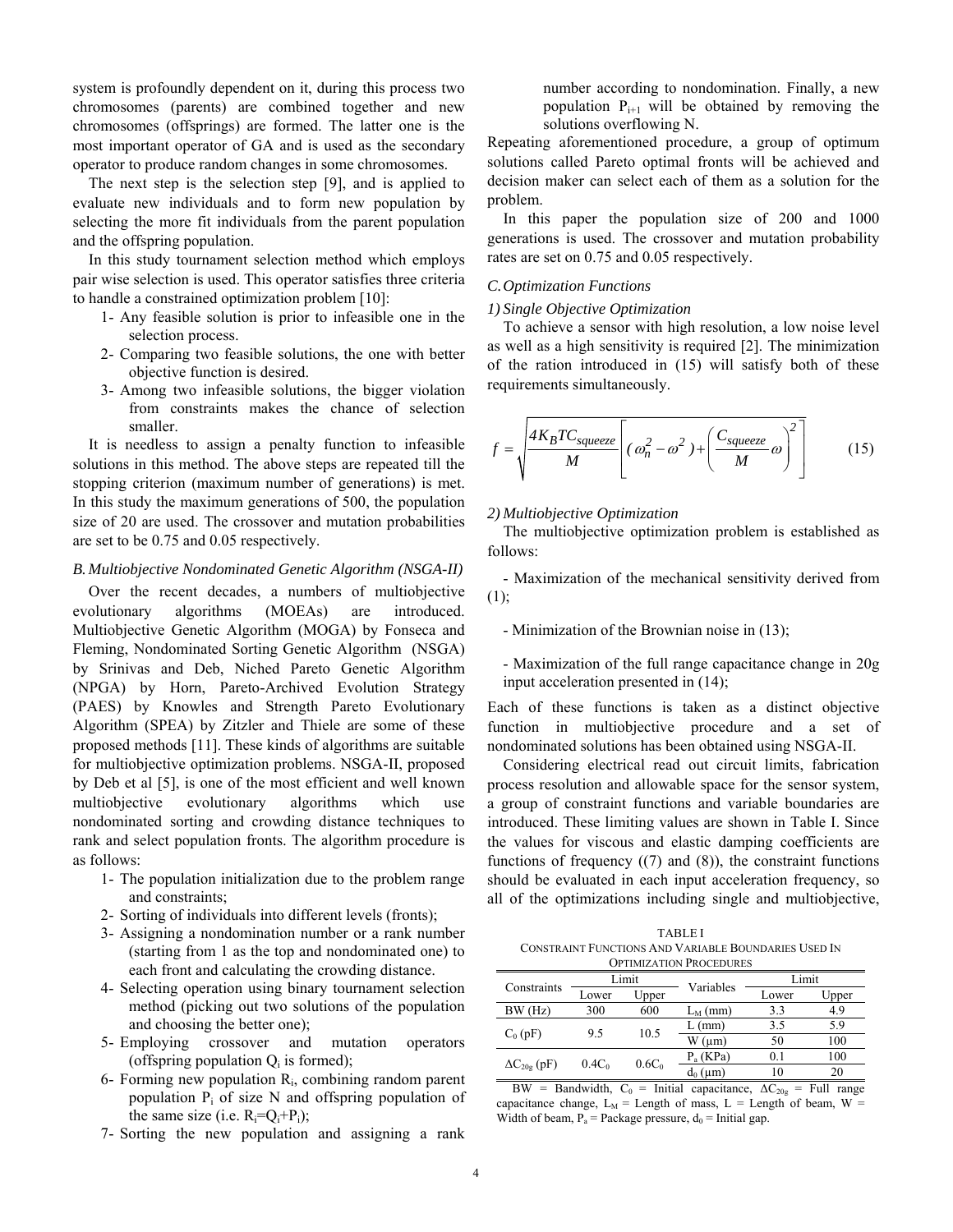system is profoundly dependent on it, during this process two chromosomes (parents) are combined together and new chromosomes (offsprings) are formed. The latter one is the most important operator of GA and is used as the secondary operator to produce random changes in some chromosomes.

The next step is the selection step [9], and is applied to evaluate new individuals and to form new population by selecting the more fit individuals from the parent population and the offspring population.

In this study tournament selection method which employs pair wise selection is used. This operator satisfies three criteria to handle a constrained optimization problem [10]:

1- Any feasible solution is prior to infeasible one in the selection process.
2- Comparing two feasible solutions, the one with better objective function is desired.
3- Among two infeasible solutions, the bigger violation from constraints makes the chance of selection smaller.

It is needless to assign a penalty function to infeasible solutions in this method. The above steps are repeated till the stopping criterion (maximum number of generations) is met. In this study the maximum generations of 500, the population size of 20 are used. The crossover and mutation probabilities are set to be 0.75 and 0.05 respectively.

### *B. Multiobjective Nondominated Genetic Algorithm (NSGA-II)*

Over the recent decades, a numbers of multiobjective evolutionary algorithms (MOEAs) are introduced. Multiobjective Genetic Algorithm (MOGA) by Fonseca and Fleming, Nondominated Sorting Genetic Algorithm (NSGA) by Srinivas and Deb, Niched Pareto Genetic Algorithm (NPGA) by Horn, Pareto-Archived Evolution Strategy (PAES) by Knowles and Strength Pareto Evolutionary Algorithm (SPEA) by Zitzler and Thiele are some of these proposed methods [11]. These kinds of algorithms are suitable for multiobjective optimization problems. NSGA-II, proposed by Deb et al [5], is one of the most efficient and well known multiobjective evolutionary algorithms which use nondominated sorting and crowding distance techniques to rank and select population fronts. The algorithm procedure is as follows:

1- The population initialization due to the problem range and constraints;
2- Sorting of individuals into different levels (fronts);
3- Assigning a nondomination number or a rank number (starting from 1 as the top and nondominated one) to each front and calculating the crowding distance.
4- Selecting operation using binary tournament selection method (picking out two solutions of the population and choosing the better one);
5- Employing crossover and mutation operators (offspring population $Q_i$ is formed);
6- Forming new population $R_i$, combining random parent population $P_i$ of size N and offspring population of the same size (i.e. $R_i = Q_i + P_i$);
7- Sorting the new population and assigning a rank number according to nondomination. Finally, a new population $P_{i+1}$ will be obtained by removing the solutions overflowing N.

Repeating aforementioned procedure, a group of optimum solutions called Pareto optimal fronts will be achieved and decision maker can select each of them as a solution for the problem.

In this paper the population size of 200 and 1000 generations is used. The crossover and mutation probability rates are set on 0.75 and 0.05 respectively.

### *C. Optimization Functions*

#### *1) Single Objective Optimization*

To achieve a sensor with high resolution, a low noise level as well as a high sensitivity is required [2]. The minimization of the ration introduced in (15) will satisfy both of these requirements simultaneously.

$$f = \sqrt{\frac{4K_B T C_{squeeze}}{M}\left[(\omega_n^2 - \omega^2) + \left(\frac{C_{squeeze}}{M}\omega\right)^2\right]} \qquad (15)$$

#### *2) Multiobjective Optimization*

The multiobjective optimization problem is established as follows:

- Maximization of the mechanical sensitivity derived from (1);

- Minimization of the Brownian noise in (13);

- Maximization of the full range capacitance change in 20g input acceleration presented in (14);

Each of these functions is taken as a distinct objective function in multiobjective procedure and a set of nondominated solutions has been obtained using NSGA-II.

Considering electrical read out circuit limits, fabrication process resolution and allowable space for the sensor system, a group of constraint functions and variable boundaries are introduced. These limiting values are shown in Table I. Since the values for viscous and elastic damping coefficients are functions of frequency ((7) and (8)), the constraint functions should be evaluated in each input acceleration frequency, so all of the optimizations including single and multiobjective,

TABLE I
CONSTRAINT FUNCTIONS AND VARIABLE BOUNDARIES USED IN OPTIMIZATION PROCEDURES

| Constraints | Limit | | Variables | Limit | |
|---|---|---|---|---|---|
| | Lower | Upper | | Lower | Upper |
| BW (Hz) | 300 | 600 | $L_M$ (mm) | 3.3 | 4.9 |
| $C_0$ (pF) | 9.5 | 10.5 | L (mm) | 3.5 | 5.9 |
| | | | W (μm) | 50 | 100 |
| $\Delta C_{20g}$ (pF) | $0.4C_0$ | $0.6C_0$ | $P_a$ (KPa) | 0.1 | 100 |
| | | | $d_0$ (μm) | 10 | 20 |

BW = Bandwidth, $C_0$ = Initial capacitance, $\Delta C_{20g}$ = Full range capacitance change, $L_M$ = Length of mass, L = Length of beam, W = Width of beam, $P_a$ = Package pressure, $d_0$ = Initial gap.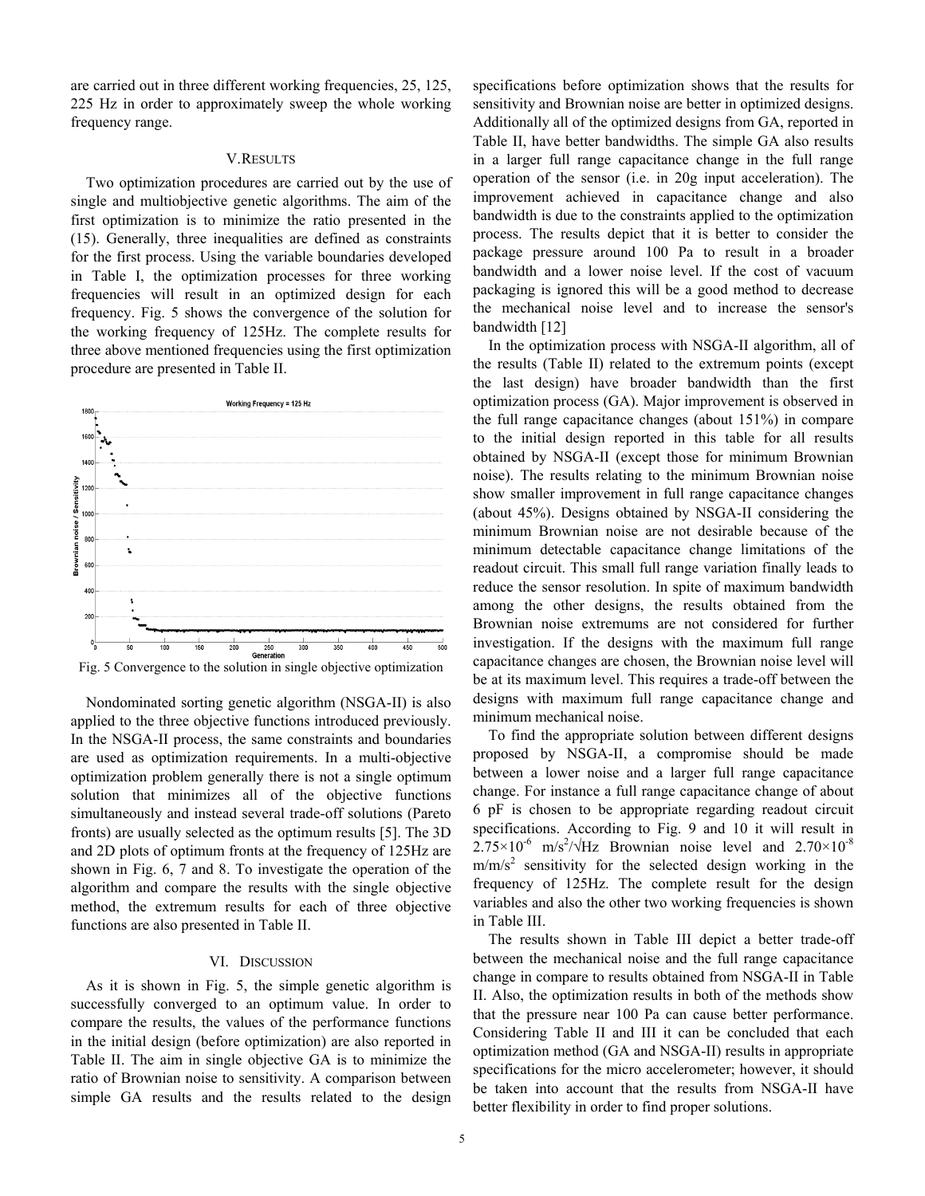are carried out in three different working frequencies, 25, 125, 225 Hz in order to approximately sweep the whole working frequency range.

## V. Results

Two optimization procedures are carried out by the use of single and multiobjective genetic algorithms. The aim of the first optimization is to minimize the ratio presented in the (15). Generally, three inequalities are defined as constraints for the first process. Using the variable boundaries developed in Table I, the optimization processes for three working frequencies will result in an optimized design for each frequency. Fig. 5 shows the convergence of the solution for the working frequency of 125Hz. The complete results for three above mentioned frequencies using the first optimization procedure are presented in Table II.

Fig. 5 Convergence to the solution in single objective optimization

Nondominated sorting genetic algorithm (NSGA-II) is also applied to the three objective functions introduced previously. In the NSGA-II process, the same constraints and boundaries are used as optimization requirements. In a multi-objective optimization problem generally there is not a single optimum solution that minimizes all of the objective functions simultaneously and instead several trade-off solutions (Pareto fronts) are usually selected as the optimum results [5]. The 3D and 2D plots of optimum fronts at the frequency of 125Hz are shown in Fig. 6, 7 and 8. To investigate the operation of the algorithm and compare the results with the single objective method, the extremum results for each of three objective functions are also presented in Table II.

## VI. Discussion

As it is shown in Fig. 5, the simple genetic algorithm is successfully converged to an optimum value. In order to compare the results, the values of the performance functions in the initial design (before optimization) are also reported in Table II. The aim in single objective GA is to minimize the ratio of Brownian noise to sensitivity. A comparison between simple GA results and the results related to the design specifications before optimization shows that the results for sensitivity and Brownian noise are better in optimized designs. Additionally all of the optimized designs from GA, reported in Table II, have better bandwidths. The simple GA also results in a larger full range capacitance change in the full range operation of the sensor (i.e. in 20g input acceleration). The improvement achieved in capacitance change and also bandwidth is due to the constraints applied to the optimization process. The results depict that it is better to consider the package pressure around 100 Pa to result in a broader bandwidth and a lower noise level. If the cost of vacuum packaging is ignored this will be a good method to decrease the mechanical noise level and to increase the sensor's bandwidth [12]

In the optimization process with NSGA-II algorithm, all of the results (Table II) related to the extremum points (except the last design) have broader bandwidth than the first optimization process (GA). Major improvement is observed in the full range capacitance changes (about 151%) in compare to the initial design reported in this table for all results obtained by NSGA-II (except those for minimum Brownian noise). The results relating to the minimum Brownian noise show smaller improvement in full range capacitance changes (about 45%). Designs obtained by NSGA-II considering the minimum Brownian noise are not desirable because of the minimum detectable capacitance change limitations of the readout circuit. This small full range variation finally leads to reduce the sensor resolution. In spite of maximum bandwidth among the other designs, the results obtained from the Brownian noise extremums are not considered for further investigation. If the designs with the maximum full range capacitance changes are chosen, the Brownian noise level will be at its maximum level. This requires a trade-off between the designs with maximum full range capacitance change and minimum mechanical noise.

To find the appropriate solution between different designs proposed by NSGA-II, a compromise should be made between a lower noise and a larger full range capacitance change. For instance a full range capacitance change of about 6 pF is chosen to be appropriate regarding readout circuit specifications. According to Fig. 9 and 10 it will result in $2.75\times10^{-6}$ $m/s^2/\sqrt{Hz}$ Brownian noise level and $2.70\times10^{-8}$ $m/m/s^2$ sensitivity for the selected design working in the frequency of 125Hz. The complete result for the design variables and also the other two working frequencies is shown in Table III.

The results shown in Table III depict a better trade-off between the mechanical noise and the full range capacitance change in compare to results obtained from NSGA-II in Table II. Also, the optimization results in both of the methods show that the pressure near 100 Pa can cause better performance. Considering Table II and III it can be concluded that each optimization method (GA and NSGA-II) results in appropriate specifications for the micro accelerometer; however, it should be taken into account that the results from NSGA-II have better flexibility in order to find proper solutions.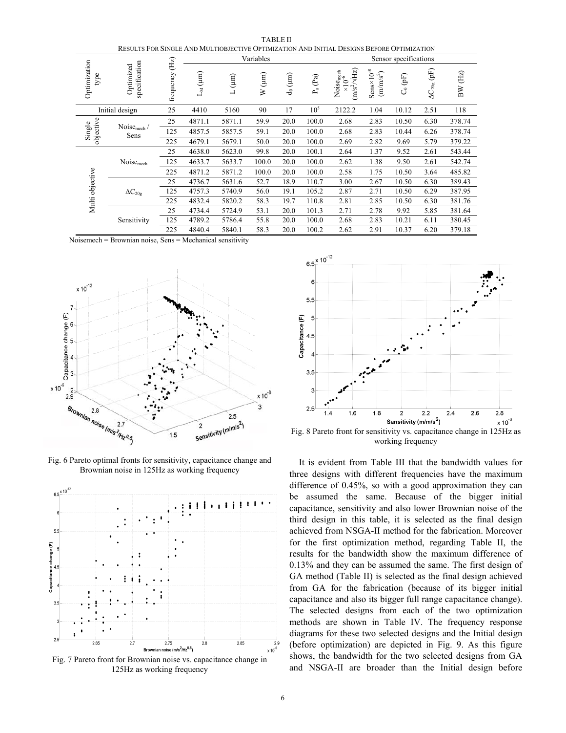TABLE II
RESULTS FOR SINGLE AND MULTIOBJECTIVE OPTIMIZATION AND INITIAL DESIGNS BEFORE OPTIMIZATION

| Optimization type | Optimized specification | frequency (Hz) | Variables | | | | | Sensor specifications | | | | |
|---|---|---|---|---|---|---|---|---|---|---|---|---|
| | | | $L_M$ (μm) | L (μm) | W (μm) | $d_0$ (μm) | $P_a$ (Pa) | $Noise_{mech}$ $\times 10^{-6}$ $(m/s^2/\sqrt{Hz})$ | $Sens \times 10^{-8}$ $(m/m/s^2)$ | $C_0$ (pF) | $\Delta C_{20g}$ (pF) | BW (Hz) |
| Initial design | | 25 | 4410 | 5160 | 90 | 17 | $10^5$ | 2122.2 | 1.04 | 10.12 | 2.51 | 118 |
| Single objective | $Noise_{mech}$ / Sens | 25 | 4871.1 | 5871.1 | 59.9 | 20.0 | 100.0 | 2.68 | 2.83 | 10.50 | 6.30 | 378.74 |
| | | 125 | 4857.5 | 5857.5 | 59.1 | 20.0 | 100.0 | 2.68 | 2.83 | 10.44 | 6.26 | 378.74 |
| | | 225 | 4679.1 | 5679.1 | 50.0 | 20.0 | 100.0 | 2.69 | 2.82 | 9.69 | 5.79 | 379.22 |
| Multi objective | $Noise_{mech}$ | 25 | 4638.0 | 5623.0 | 99.8 | 20.0 | 100.1 | 2.64 | 1.37 | 9.52 | 2.61 | 543.44 |
| | | 125 | 4633.7 | 5633.7 | 100.0 | 20.0 | 100.0 | 2.62 | 1.38 | 9.50 | 2.61 | 542.74 |
| | | 225 | 4871.2 | 5871.2 | 100.0 | 20.0 | 100.0 | 2.58 | 1.75 | 10.50 | 3.64 | 485.82 |
| | $\Delta C_{20g}$ | 25 | 4736.7 | 5631.6 | 52.7 | 18.9 | 110.7 | 3.00 | 2.67 | 10.50 | 6.30 | 389.43 |
| | | 125 | 4757.3 | 5740.9 | 56.0 | 19.1 | 105.2 | 2.87 | 2.71 | 10.50 | 6.29 | 387.95 |
| | | 225 | 4832.4 | 5820.2 | 58.3 | 19.7 | 110.8 | 2.81 | 2.85 | 10.50 | 6.30 | 381.76 |
| | Sensitivity | 25 | 4734.4 | 5724.9 | 53.1 | 20.0 | 101.3 | 2.71 | 2.78 | 9.92 | 5.85 | 381.64 |
| | | 125 | 4789.2 | 5786.4 | 55.8 | 20.0 | 100.0 | 2.68 | 2.83 | 10.21 | 6.11 | 380.45 |
| | | 225 | 4840.4 | 5840.1 | 58.3 | 20.0 | 100.2 | 2.62 | 2.91 | 10.37 | 6.20 | 379.18 |

Noisemech = Brownian noise, Sens = Mechanical sensitivity

Fig. 6 Pareto optimal fronts for sensitivity, capacitance change and Brownian noise in 125Hz as working frequency

Fig. 7 Pareto front for Brownian noise vs. capacitance change in 125Hz as working frequency

Fig. 8 Pareto front for sensitivity vs. capacitance change in 125Hz as working frequency

It is evident from Table III that the bandwidth values for three designs with different frequencies have the maximum difference of 0.45%, so with a good approximation they can be assumed the same. Because of the bigger initial capacitance, sensitivity and also lower Brownian noise of the third design in this table, it is selected as the final design achieved from NSGA-II method for the fabrication. Moreover for the first optimization method, regarding Table II, the results for the bandwidth show the maximum difference of 0.13% and they can be assumed the same. The first design of GA method (Table II) is selected as the final design achieved from GA for the fabrication (because of its bigger initial capacitance and also its bigger full range capacitance change). The selected designs from each of the two optimization methods are shown in Table IV. The frequency response diagrams for these two selected designs and the Initial design (before optimization) are depicted in Fig. 9. As this figure shows, the bandwidth for the two selected designs from GA and NSGA-II are broader than the Initial design before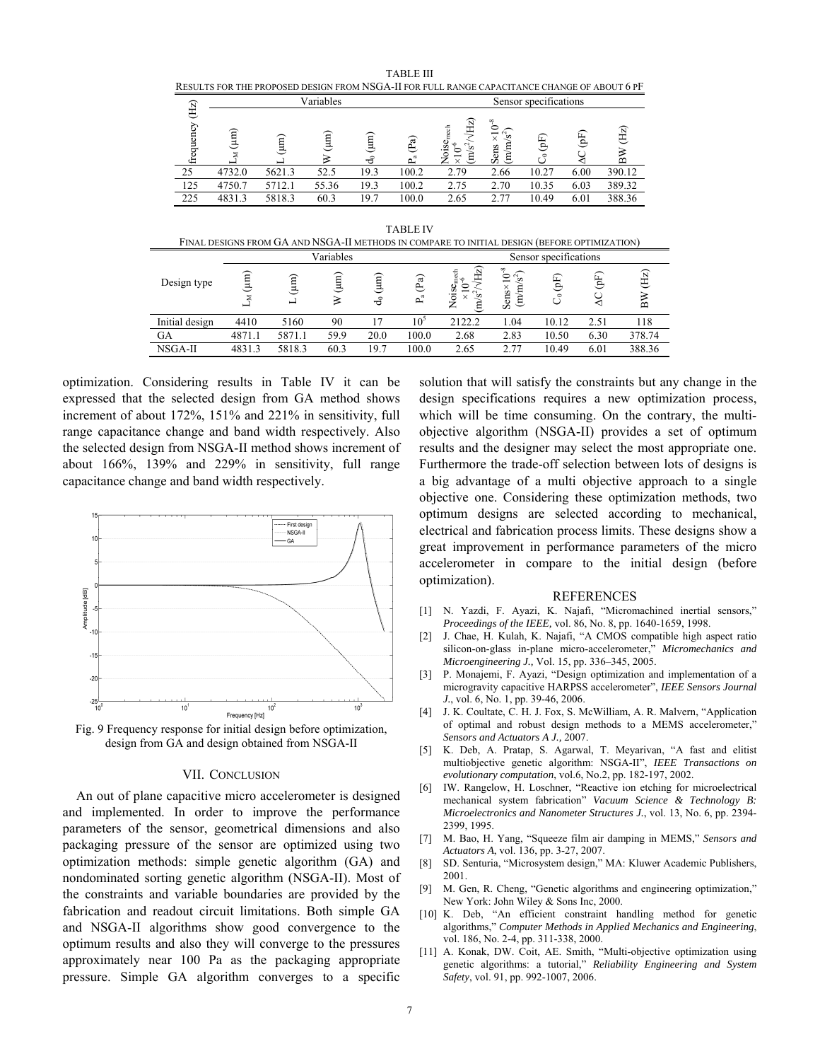TABLE III

RESULTS FOR THE PROPOSED DESIGN FROM NSGA-II FOR FULL RANGE CAPACITANCE CHANGE OF ABOUT 6 PF

| frequency (Hz) | Variables | | | | | Sensor specifications | | | | |
|---|---|---|---|---|---|---|---|---|---|---|
| | $L_M$ (μm) | L (μm) | W (μm) | $d_0$ (μm) | $P_a$ (Pa) | $Noise_{mech}$ $\times10^{-6}$ $(m/s^2/\sqrt{Hz})$ | Sens $\times10^{-8}$ $(m/m/s^2)$ | $C_0$ (pF) | ΔC (pF) | BW (Hz) |
| 25 | 4732.0 | 5621.3 | 52.5 | 19.3 | 100.2 | 2.79 | 2.66 | 10.27 | 6.00 | 390.12 |
| 125 | 4750.7 | 5712.1 | 55.36 | 19.3 | 100.2 | 2.75 | 2.70 | 10.35 | 6.03 | 389.32 |
| 225 | 4831.3 | 5818.3 | 60.3 | 19.7 | 100.0 | 2.65 | 2.77 | 10.49 | 6.01 | 388.36 |

TABLE IV

FINAL DESIGNS FROM GA AND NSGA-II METHODS IN COMPARE TO INITIAL DESIGN (BEFORE OPTIMIZATION)

| Design type | Variables | | | | | Sensor specifications | | | | |
|---|---|---|---|---|---|---|---|---|---|---|
| | $L_M$ (μm) | L (μm) | W (μm) | $d_0$ (μm) | $P_a$ (Pa) | $Noise_{mech}$ $\times10^{-6}$ $(m/s^2/\sqrt{Hz})$ | Sens$\times10^{-8}$ $(m/m/s^2)$ | $C_0$ (pF) | ΔC (pF) | BW (Hz) |
| Initial design | 4410 | 5160 | 90 | 17 | $10^5$ | 2122.2 | 1.04 | 10.12 | 2.51 | 118 |
| GA | 4871.1 | 5871.1 | 59.9 | 20.0 | 100.0 | 2.68 | 2.83 | 10.50 | 6.30 | 378.74 |
| NSGA-II | 4831.3 | 5818.3 | 60.3 | 19.7 | 100.0 | 2.65 | 2.77 | 10.49 | 6.01 | 388.36 |

optimization. Considering results in Table IV it can be expressed that the selected design from GA method shows increment of about 172%, 151% and 221% in sensitivity, full range capacitance change and band width respectively. Also the selected design from NSGA-II method shows increment of about 166%, 139% and 229% in sensitivity, full range capacitance change and band width respectively.

Fig. 9 Frequency response for initial design before optimization, design from GA and design obtained from NSGA-II

## VII. CONCLUSION

An out of plane capacitive micro accelerometer is designed and implemented. In order to improve the performance parameters of the sensor, geometrical dimensions and also packaging pressure of the sensor are optimized using two optimization methods: simple genetic algorithm (GA) and nondominated sorting genetic algorithm (NSGA-II). Most of the constraints and variable boundaries are provided by the fabrication and readout circuit limitations. Both simple GA and NSGA-II algorithms show good convergence to the optimum results and also they will converge to the pressures approximately near 100 Pa as the packaging appropriate pressure. Simple GA algorithm converges to a specific solution that will satisfy the constraints but any change in the design specifications requires a new optimization process, which will be time consuming. On the contrary, the multi-objective algorithm (NSGA-II) provides a set of optimum results and the designer may select the most appropriate one. Furthermore the trade-off selection between lots of designs is a big advantage of a multi objective approach to a single objective one. Considering these optimization methods, two optimum designs are selected according to mechanical, electrical and fabrication process limits. These designs show a great improvement in performance parameters of the micro accelerometer in compare to the initial design (before optimization).

## REFERENCES

[1] N. Yazdi, F. Ayazi, K. Najafi, "Micromachined inertial sensors," *Proceedings of the IEEE,* vol. 86, No. 8, pp. 1640-1659, 1998.

[2] J. Chae, H. Kulah, K. Najafi, "A CMOS compatible high aspect ratio silicon-on-glass in-plane micro-accelerometer," *Micromechanics and Microengineering J.,* Vol. 15, pp. 336–345, 2005.

[3] P. Monajemi, F. Ayazi, "Design optimization and implementation of a microgravity capacitive HARPSS accelerometer", *IEEE Sensors Journal J.*, vol. 6, No. 1, pp. 39-46, 2006.

[4] J. K. Coultate, C. H. J. Fox, S. McWilliam, A. R. Malvern, "Application of optimal and robust design methods to a MEMS accelerometer," *Sensors and Actuators A J.,* 2007.

[5] K. Deb, A. Pratap, S. Agarwal, T. Meyarivan, "A fast and elitist multiobjective genetic algorithm: NSGA-II", *IEEE Transactions on evolutionary computation*, vol.6, No.2, pp. 182-197, 2002.

[6] IW. Rangelow, H. Loschner, "Reactive ion etching for microelectrical mechanical system fabrication" *Vacuum Science & Technology B: Microelectronics and Nanometer Structures J.*, vol. 13, No. 6, pp. 2394-2399, 1995.

[7] M. Bao, H. Yang, "Squeeze film air damping in MEMS," *Sensors and Actuators A*, vol. 136, pp. 3-27, 2007.

[8] SD. Senturia, "Microsystem design," MA: Kluwer Academic Publishers, 2001.

[9] M. Gen, R. Cheng, "Genetic algorithms and engineering optimization," New York: John Wiley & Sons Inc, 2000.

[10] K. Deb, "An efficient constraint handling method for genetic algorithms," *Computer Methods in Applied Mechanics and Engineering*, vol. 186, No. 2-4, pp. 311-338, 2000.

[11] A. Konak, DW. Coit, AE. Smith, "Multi-objective optimization using genetic algorithms: a tutorial," *Reliability Engineering and System Safety*, vol. 91, pp. 992-1007, 2006.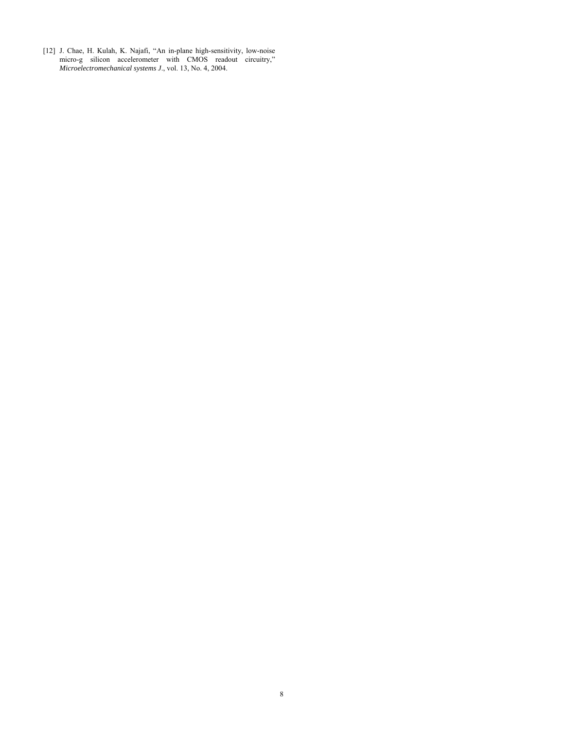[12] J. Chae, H. Kulah, K. Najafi, "An in-plane high-sensitivity, low-noise micro-g silicon accelerometer with CMOS readout circuitry," *Microelectromechanical systems J*., vol. 13, No. 4, 2004.